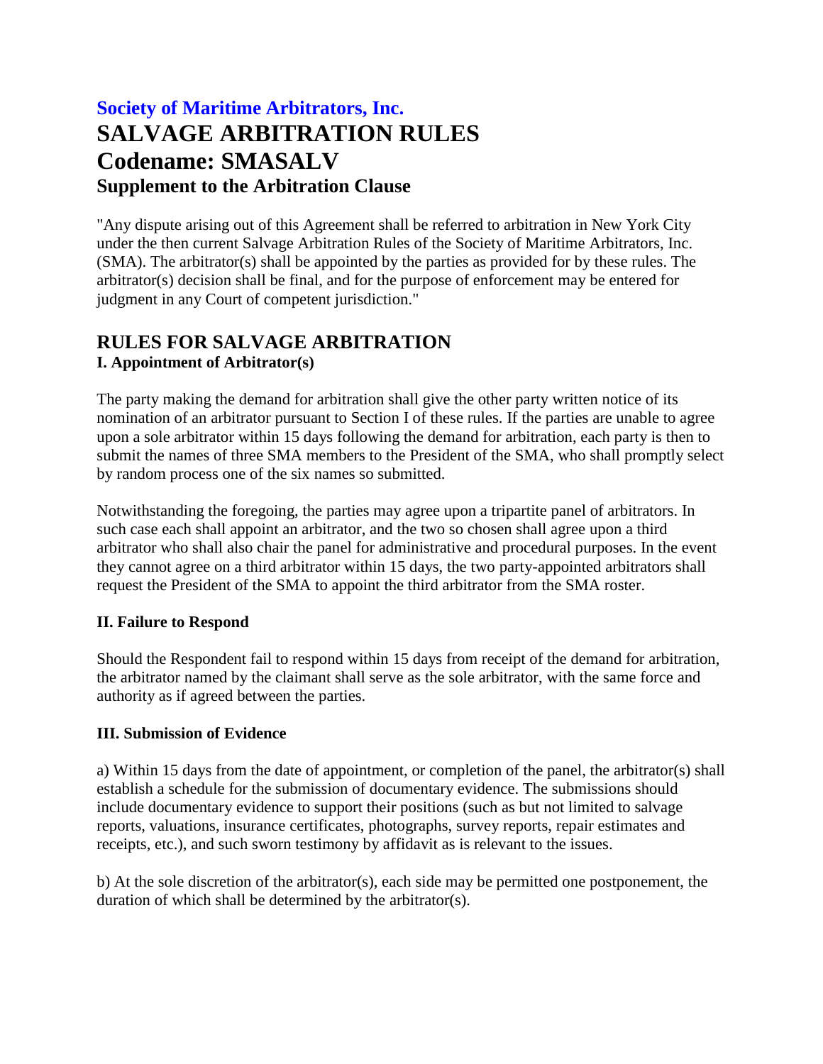## Society of Maritime Arbitrators, Inc.

# SALVAGE ARBITRATION RULES

# Codename: SMASALV

### Supplement to the Arbitration Clause

"Any dispute arising out of this Agreement shall be referred to arbitration in New York City under the then current Salvage Arbitration Rules of the Society of Maritime Arbitrators, Inc. (SMA). The arbitrator(s) shall be appointed by the parties as provided for by these rules. The arbitrator(s) decision shall be final, and for the purpose of enforcement may be entered for judgment in any Court of competent jurisdiction."

## RULES FOR SALVAGE ARBITRATION

### I. Appointment of Arbitrator(s)

The party making the demand for arbitration shall give the other party written notice of its nomination of an arbitrator pursuant to Section I of these rules. If the parties are unable to agree upon a sole arbitrator within 15 days following the demand for arbitration, each party is then to submit the names of three SMA members to the President of the SMA, who shall promptly select by random process one of the six names so submitted.

Notwithstanding the foregoing, the parties may agree upon a tripartite panel of arbitrators. In such case each shall appoint an arbitrator, and the two so chosen shall agree upon a third arbitrator who shall also chair the panel for administrative and procedural purposes. In the event they cannot agree on a third arbitrator within 15 days, the two party-appointed arbitrators shall request the President of the SMA to appoint the third arbitrator from the SMA roster.

### II. Failure to Respond

Should the Respondent fail to respond within 15 days from receipt of the demand for arbitration, the arbitrator named by the claimant shall serve as the sole arbitrator, with the same force and authority as if agreed between the parties.

### III. Submission of Evidence

a) Within 15 days from the date of appointment, or completion of the panel, the arbitrator(s) shall establish a schedule for the submission of documentary evidence. The submissions should include documentary evidence to support their positions (such as but not limited to salvage reports, valuations, insurance certificates, photographs, survey reports, repair estimates and receipts, etc.), and such sworn testimony by affidavit as is relevant to the issues.

b) At the sole discretion of the arbitrator(s), each side may be permitted one postponement, the duration of which shall be determined by the arbitrator(s).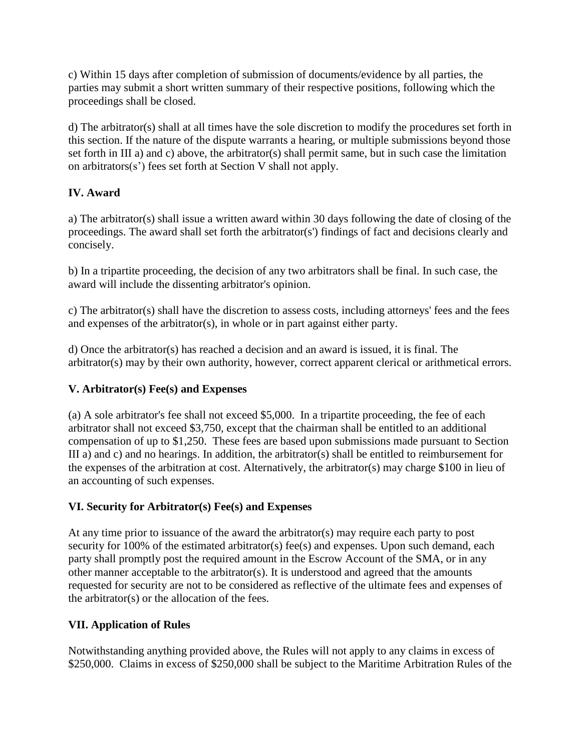c) Within 15 days after completion of submission of documents/evidence by all parties, the parties may submit a short written summary of their respective positions, following which the proceedings shall be closed.

d) The arbitrator(s) shall at all times have the sole discretion to modify the procedures set forth in this section. If the nature of the dispute warrants a hearing, or multiple submissions beyond those set forth in III a) and c) above, the arbitrator(s) shall permit same, but in such case the limitation on arbitrators(s') fees set forth at Section V shall not apply.

## IV. Award

a) The arbitrator(s) shall issue a written award within 30 days following the date of closing of the proceedings. The award shall set forth the arbitrator(s') findings of fact and decisions clearly and concisely.

b) In a tripartite proceeding, the decision of any two arbitrators shall be final. In such case, the award will include the dissenting arbitrator's opinion.

c) The arbitrator(s) shall have the discretion to assess costs, including attorneys' fees and the fees and expenses of the arbitrator(s), in whole or in part against either party.

d) Once the arbitrator(s) has reached a decision and an award is issued, it is final. The arbitrator(s) may by their own authority, however, correct apparent clerical or arithmetical errors.

## V. Arbitrator(s) Fee(s) and Expenses

(a) A sole arbitrator's fee shall not exceed $5,000. In a tripartite proceeding, the fee of each arbitrator shall not exceed $3,750, except that the chairman shall be entitled to an additional compensation of up to $1,250. These fees are based upon submissions made pursuant to Section III a) and c) and no hearings. In addition, the arbitrator(s) shall be entitled to reimbursement for the expenses of the arbitration at cost. Alternatively, the arbitrator(s) may charge $100 in lieu of an accounting of such expenses.

## VI. Security for Arbitrator(s) Fee(s) and Expenses

At any time prior to issuance of the award the arbitrator(s) may require each party to post security for 100% of the estimated arbitrator(s) fee(s) and expenses. Upon such demand, each party shall promptly post the required amount in the Escrow Account of the SMA, or in any other manner acceptable to the arbitrator(s). It is understood and agreed that the amounts requested for security are not to be considered as reflective of the ultimate fees and expenses of the arbitrator(s) or the allocation of the fees.

## VII. Application of Rules

Notwithstanding anything provided above, the Rules will not apply to any claims in excess of $250,000. Claims in excess of $250,000 shall be subject to the Maritime Arbitration Rules of the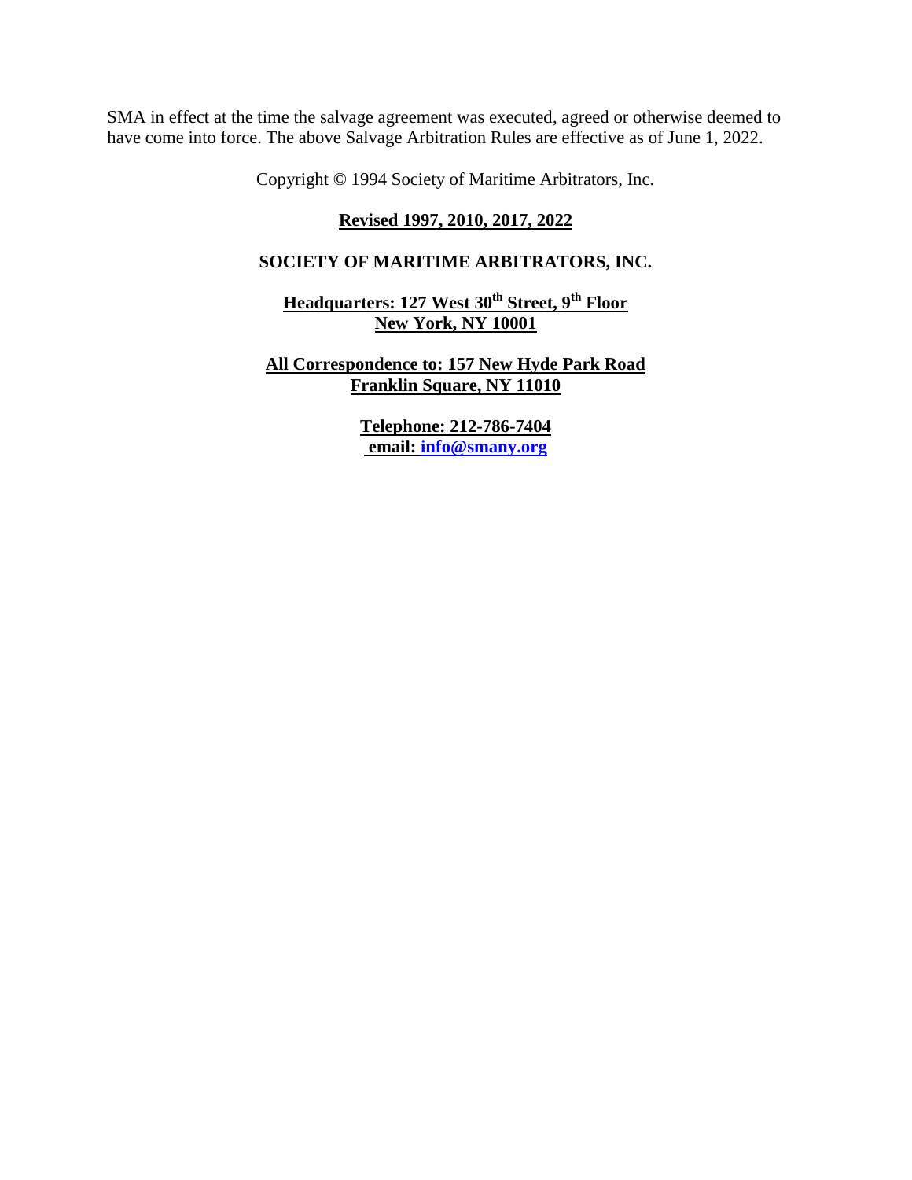SMA in effect at the time the salvage agreement was executed, agreed or otherwise deemed to have come into force. The above Salvage Arbitration Rules are effective as of June 1, 2022.

Copyright © 1994 Society of Maritime Arbitrators, Inc.

**Revised 1997, 2010, 2017, 2022**

**SOCIETY OF MARITIME ARBITRATORS, INC.**

**Headquarters: 127 West 30th Street, 9th Floor**
**New York, NY 10001**

**All Correspondence to: 157 New Hyde Park Road**
**Franklin Square, NY 11010**

**Telephone: 212-786-7404**
**email: info@smany.org**